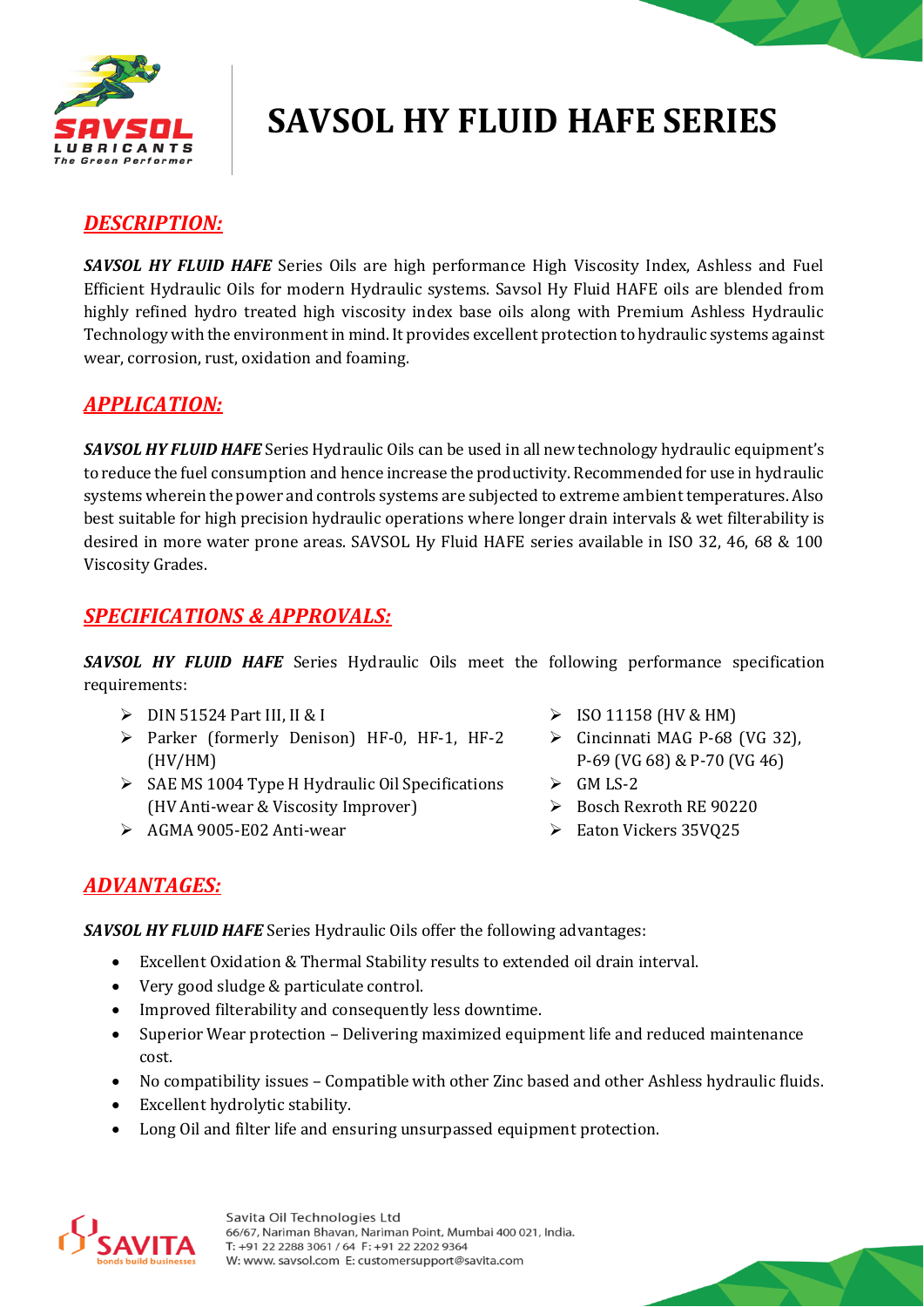# SAVSOL HY FLUID HAFE SERIES

## DESCRIPTION:

***SAVSOL HY FLUID HAFE*** Series Oils are high performance High Viscosity Index, Ashless and Fuel Efficient Hydraulic Oils for modern Hydraulic systems. Savsol Hy Fluid HAFE oils are blended from highly refined hydro treated high viscosity index base oils along with Premium Ashless Hydraulic Technology with the environment in mind. It provides excellent protection to hydraulic systems against wear, corrosion, rust, oxidation and foaming.

## APPLICATION:

***SAVSOL HY FLUID HAFE*** Series Hydraulic Oils can be used in all new technology hydraulic equipment's to reduce the fuel consumption and hence increase the productivity. Recommended for use in hydraulic systems wherein the power and controls systems are subjected to extreme ambient temperatures. Also best suitable for high precision hydraulic operations where longer drain intervals & wet filterability is desired in more water prone areas. SAVSOL Hy Fluid HAFE series available in ISO 32, 46, 68 & 100 Viscosity Grades.

## SPECIFICATIONS & APPROVALS:

***SAVSOL HY FLUID HAFE*** Series Hydraulic Oils meet the following performance specification requirements:

- DIN 51524 Part III, II & I
- Parker (formerly Denison) HF-0, HF-1, HF-2 (HV/HM)
- SAE MS 1004 Type H Hydraulic Oil Specifications (HV Anti-wear & Viscosity Improver)
- AGMA 9005-E02 Anti-wear
- ISO 11158 (HV & HM)
- Cincinnati MAG P-68 (VG 32), P-69 (VG 68) & P-70 (VG 46)
- GM LS-2
- Bosch Rexroth RE 90220
- Eaton Vickers 35VQ25

## ADVANTAGES:

***SAVSOL HY FLUID HAFE*** Series Hydraulic Oils offer the following advantages:

- Excellent Oxidation & Thermal Stability results to extended oil drain interval.
- Very good sludge & particulate control.
- Improved filterability and consequently less downtime.
- Superior Wear protection – Delivering maximized equipment life and reduced maintenance cost.
- No compatibility issues – Compatible with other Zinc based and other Ashless hydraulic fluids.
- Excellent hydrolytic stability.
- Long Oil and filter life and ensuring unsurpassed equipment protection.

Savita Oil Technologies Ltd
66/67, Nariman Bhavan, Nariman Point, Mumbai 400 021, India.
T: +91 22 2288 3061 / 64 F: +91 22 2202 9364
W: www. savsol.com E: customersupport@savita.com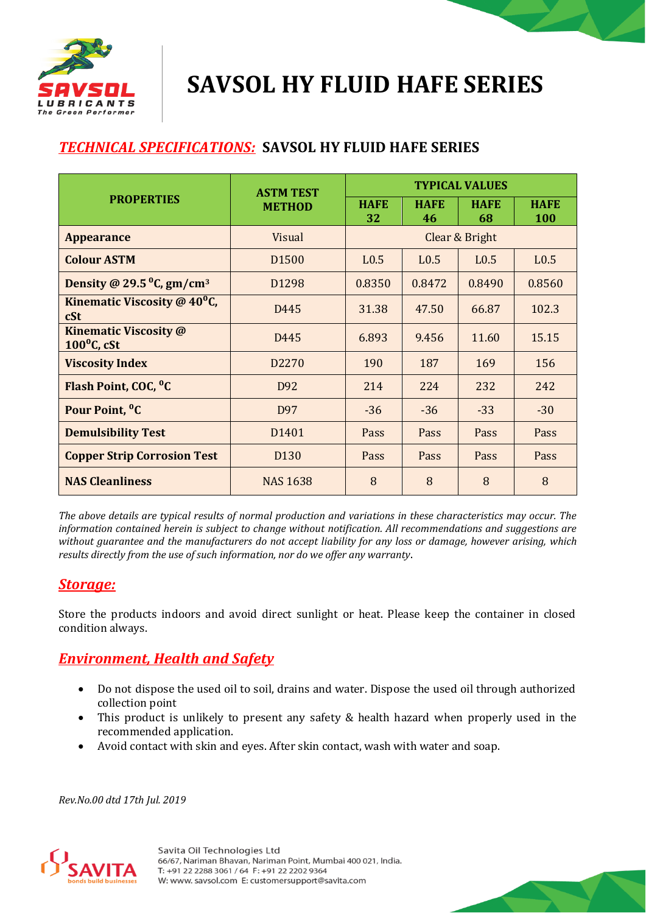# SAVSOL HY FLUID HAFE SERIES

## *TECHNICAL SPECIFICATIONS:* SAVSOL HY FLUID HAFE SERIES

| PROPERTIES | ASTM TEST METHOD | TYPICAL VALUES | | | |
|---|---|---|---|---|---|
| | | HAFE 32 | HAFE 46 | HAFE 68 | HAFE 100 |
| **Appearance** | Visual | Clear & Bright | | | |
| **Colour ASTM** | D1500 | L0.5 | L0.5 | L0.5 | L0.5 |
| **Density @ 29.5 $^0$C, gm/cm$^3$** | D1298 | 0.8350 | 0.8472 | 0.8490 | 0.8560 |
| **Kinematic Viscosity @ 40$^0$C, cSt** | D445 | 31.38 | 47.50 | 66.87 | 102.3 |
| **Kinematic Viscosity @ 100$^0$C, cSt** | D445 | 6.893 | 9.456 | 11.60 | 15.15 |
| **Viscosity Index** | D2270 | 190 | 187 | 169 | 156 |
| **Flash Point, COC, $^0$C** | D92 | 214 | 224 | 232 | 242 |
| **Pour Point, $^0$C** | D97 | -36 | -36 | -33 | -30 |
| **Demulsibility Test** | D1401 | Pass | Pass | Pass | Pass |
| **Copper Strip Corrosion Test** | D130 | Pass | Pass | Pass | Pass |
| **NAS Cleanliness** | NAS 1638 | 8 | 8 | 8 | 8 |

*The above details are typical results of normal production and variations in these characteristics may occur. The information contained herein is subject to change without notification. All recommendations and suggestions are without guarantee and the manufacturers do not accept liability for any loss or damage, however arising, which results directly from the use of such information, nor do we offer any warranty*.

## *Storage:*

Store the products indoors and avoid direct sunlight or heat. Please keep the container in closed condition always.

## *Environment, Health and Safety*

- Do not dispose the used oil to soil, drains and water. Dispose the used oil through authorized collection point
- This product is unlikely to present any safety & health hazard when properly used in the recommended application.
- Avoid contact with skin and eyes. After skin contact, wash with water and soap.

*Rev.No.00 dtd 17th Jul. 2019*

Savita Oil Technologies Ltd
66/67, Nariman Bhavan, Nariman Point, Mumbai 400 021, India.
T: +91 22 2288 3061 / 64 F: +91 22 2202 9364
W: www. savsol.com E: customersupport@savita.com